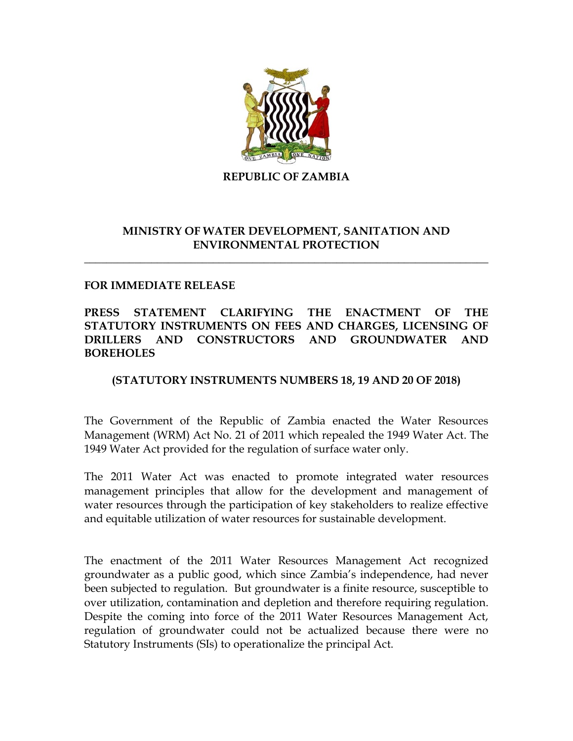**REPUBLIC OF ZAMBIA**

**MINISTRY OF WATER DEVELOPMENT, SANITATION AND ENVIRONMENTAL PROTECTION**

---

**FOR IMMEDIATE RELEASE**

# PRESS STATEMENT CLARIFYING THE ENACTMENT OF THE STATUTORY INSTRUMENTS ON FEES AND CHARGES, LICENSING OF DRILLERS AND CONSTRUCTORS AND GROUNDWATER AND BOREHOLES

## (STATUTORY INSTRUMENTS NUMBERS 18, 19 AND 20 OF 2018)

The Government of the Republic of Zambia enacted the Water Resources Management (WRM) Act No. 21 of 2011 which repealed the 1949 Water Act. The 1949 Water Act provided for the regulation of surface water only.

The 2011 Water Act was enacted to promote integrated water resources management principles that allow for the development and management of water resources through the participation of key stakeholders to realize effective and equitable utilization of water resources for sustainable development.

The enactment of the 2011 Water Resources Management Act recognized groundwater as a public good, which since Zambia's independence, had never been subjected to regulation. But groundwater is a finite resource, susceptible to over utilization, contamination and depletion and therefore requiring regulation. Despite the coming into force of the 2011 Water Resources Management Act, regulation of groundwater could not be actualized because there were no Statutory Instruments (SIs) to operationalize the principal Act.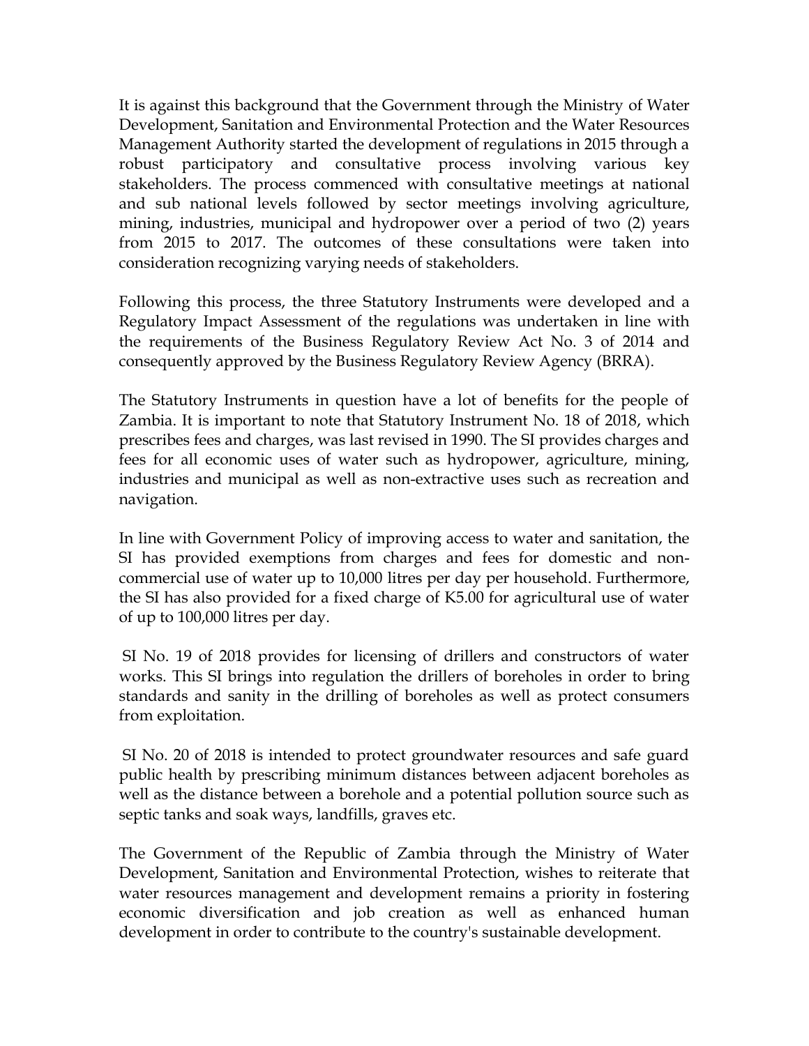It is against this background that the Government through the Ministry of Water Development, Sanitation and Environmental Protection and the Water Resources Management Authority started the development of regulations in 2015 through a robust participatory and consultative process involving various key stakeholders. The process commenced with consultative meetings at national and sub national levels followed by sector meetings involving agriculture, mining, industries, municipal and hydropower over a period of two (2) years from 2015 to 2017. The outcomes of these consultations were taken into consideration recognizing varying needs of stakeholders.

Following this process, the three Statutory Instruments were developed and a Regulatory Impact Assessment of the regulations was undertaken in line with the requirements of the Business Regulatory Review Act No. 3 of 2014 and consequently approved by the Business Regulatory Review Agency (BRRA).

The Statutory Instruments in question have a lot of benefits for the people of Zambia. It is important to note that Statutory Instrument No. 18 of 2018, which prescribes fees and charges, was last revised in 1990. The SI provides charges and fees for all economic uses of water such as hydropower, agriculture, mining, industries and municipal as well as non-extractive uses such as recreation and navigation.

In line with Government Policy of improving access to water and sanitation, the SI has provided exemptions from charges and fees for domestic and non-commercial use of water up to 10,000 litres per day per household. Furthermore, the SI has also provided for a fixed charge of K5.00 for agricultural use of water of up to 100,000 litres per day.

SI No. 19 of 2018 provides for licensing of drillers and constructors of water works. This SI brings into regulation the drillers of boreholes in order to bring standards and sanity in the drilling of boreholes as well as protect consumers from exploitation.

SI No. 20 of 2018 is intended to protect groundwater resources and safe guard public health by prescribing minimum distances between adjacent boreholes as well as the distance between a borehole and a potential pollution source such as septic tanks and soak ways, landfills, graves etc.

The Government of the Republic of Zambia through the Ministry of Water Development, Sanitation and Environmental Protection, wishes to reiterate that water resources management and development remains a priority in fostering economic diversification and job creation as well as enhanced human development in order to contribute to the country's sustainable development.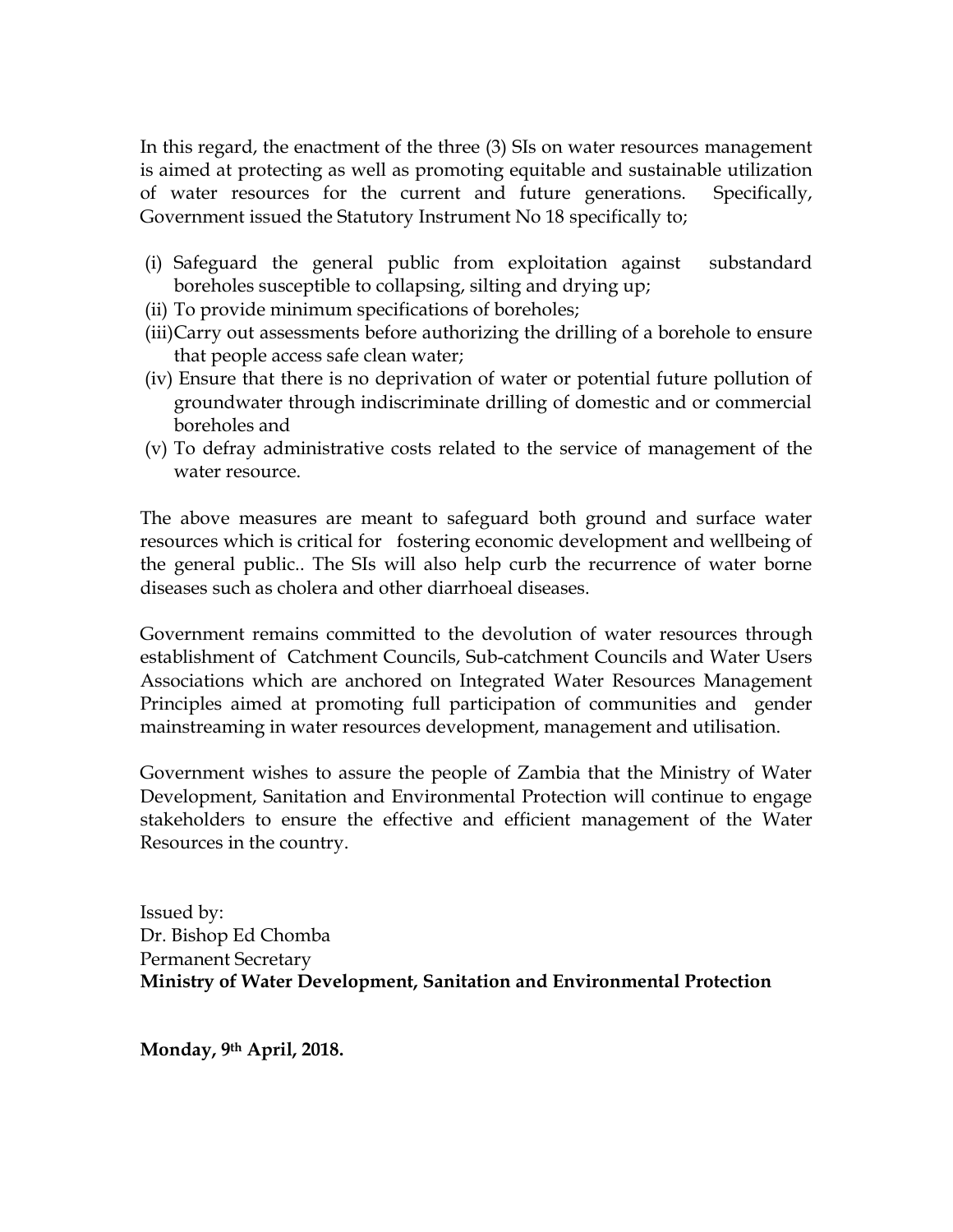In this regard, the enactment of the three (3) SIs on water resources management is aimed at protecting as well as promoting equitable and sustainable utilization of water resources for the current and future generations. Specifically, Government issued the Statutory Instrument No 18 specifically to;

(i) Safeguard the general public from exploitation against substandard boreholes susceptible to collapsing, silting and drying up;
(ii) To provide minimum specifications of boreholes;
(iii) Carry out assessments before authorizing the drilling of a borehole to ensure that people access safe clean water;
(iv) Ensure that there is no deprivation of water or potential future pollution of groundwater through indiscriminate drilling of domestic and or commercial boreholes and
(v) To defray administrative costs related to the service of management of the water resource.

The above measures are meant to safeguard both ground and surface water resources which is critical for fostering economic development and wellbeing of the general public.. The SIs will also help curb the recurrence of water borne diseases such as cholera and other diarrhoeal diseases.

Government remains committed to the devolution of water resources through establishment of Catchment Councils, Sub-catchment Councils and Water Users Associations which are anchored on Integrated Water Resources Management Principles aimed at promoting full participation of communities and gender mainstreaming in water resources development, management and utilisation.

Government wishes to assure the people of Zambia that the Ministry of Water Development, Sanitation and Environmental Protection will continue to engage stakeholders to ensure the effective and efficient management of the Water Resources in the country.

Issued by:
Dr. Bishop Ed Chomba
Permanent Secretary
**Ministry of Water Development, Sanitation and Environmental Protection**

**Monday, 9th April, 2018.**